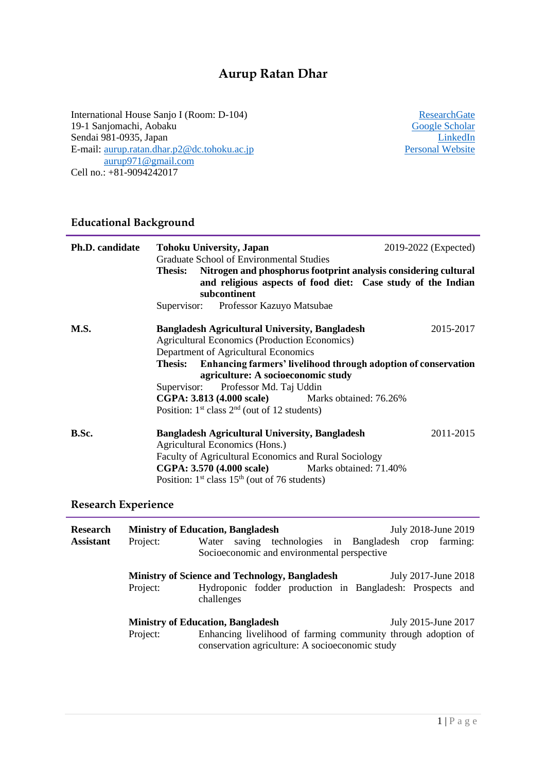# Aurup Ratan Dhar

International House Sanjo I (Room: D-104)
19-1 Sanjomachi, Aobaku
Sendai 981-0935, Japan
E-mail: aurup.ratan.dhar.p2@dc.tohoku.ac.jp
aurup971@gmail.com
Cell no.: +81-9094242017

ResearchGate
Google Scholar
LinkedIn
Personal Website

## Educational Background

**Ph.D. candidate**

**Tohoku University, Japan** — 2019-2022 (Expected)
Graduate School of Environmental Studies
**Thesis: Nitrogen and phosphorus footprint analysis considering cultural and religious aspects of food diet: Case study of the Indian subcontinent**
Supervisor: Professor Kazuyo Matsubae

**M.S.**

**Bangladesh Agricultural University, Bangladesh** — 2015-2017
Agricultural Economics (Production Economics)
Department of Agricultural Economics
**Thesis: Enhancing farmers' livelihood through adoption of conservation agriculture: A socioeconomic study**
Supervisor: Professor Md. Taj Uddin
**CGPA: 3.813 (4.000 scale)** Marks obtained: 76.26%
Position: 1st class 2nd (out of 12 students)

**B.Sc.**

**Bangladesh Agricultural University, Bangladesh** — 2011-2015
Agricultural Economics (Hons.)
Faculty of Agricultural Economics and Rural Sociology
**CGPA: 3.570 (4.000 scale)** Marks obtained: 71.40%
Position: 1st class 15th (out of 76 students)

## Research Experience

**Research Assistant**

**Ministry of Education, Bangladesh** — July 2018-June 2019
Project: Water saving technologies in Bangladesh crop farming: Socioeconomic and environmental perspective

**Ministry of Science and Technology, Bangladesh** — July 2017-June 2018
Project: Hydroponic fodder production in Bangladesh: Prospects and challenges

**Ministry of Education, Bangladesh** — July 2015-June 2017
Project: Enhancing livelihood of farming community through adoption of conservation agriculture: A socioeconomic study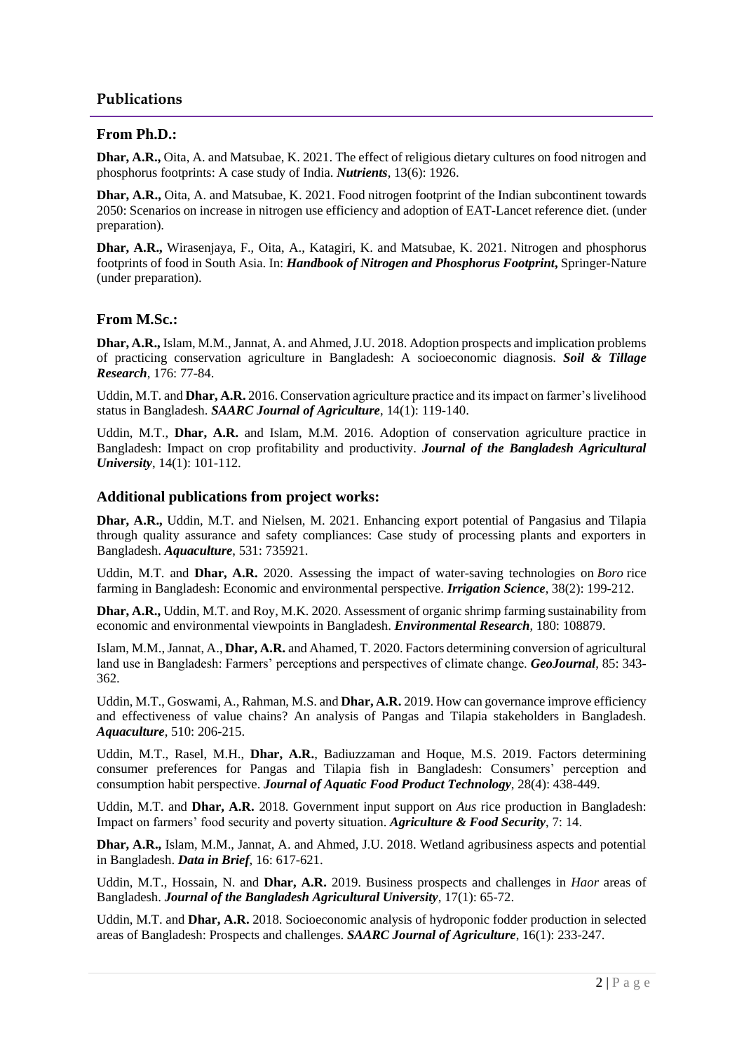## Publications

### From Ph.D.:

**Dhar, A.R.,** Oita, A. and Matsubae, K. 2021. The effect of religious dietary cultures on food nitrogen and phosphorus footprints: A case study of India. ***Nutrients***, 13(6): 1926.

**Dhar, A.R.,** Oita, A. and Matsubae, K. 2021. Food nitrogen footprint of the Indian subcontinent towards 2050: Scenarios on increase in nitrogen use efficiency and adoption of EAT-Lancet reference diet. (under preparation).

**Dhar, A.R.,** Wirasenjaya, F., Oita, A., Katagiri, K. and Matsubae, K. 2021. Nitrogen and phosphorus footprints of food in South Asia. In: ***Handbook of Nitrogen and Phosphorus Footprint*,** Springer-Nature (under preparation).

### From M.Sc.:

**Dhar, A.R.,** Islam, M.M., Jannat, A. and Ahmed, J.U. 2018. Adoption prospects and implication problems of practicing conservation agriculture in Bangladesh: A socioeconomic diagnosis. ***Soil & Tillage Research***, 176: 77-84.

Uddin, M.T. and **Dhar, A.R.** 2016. Conservation agriculture practice and its impact on farmer's livelihood status in Bangladesh. ***SAARC Journal of Agriculture***, 14(1): 119-140.

Uddin, M.T., **Dhar, A.R.** and Islam, M.M. 2016. Adoption of conservation agriculture practice in Bangladesh: Impact on crop profitability and productivity. ***Journal of the Bangladesh Agricultural University***, 14(1): 101-112.

### Additional publications from project works:

**Dhar, A.R.,** Uddin, M.T. and Nielsen, M. 2021. Enhancing export potential of Pangasius and Tilapia through quality assurance and safety compliances: Case study of processing plants and exporters in Bangladesh. ***Aquaculture***, 531: 735921.

Uddin, M.T. and **Dhar, A.R.** 2020. Assessing the impact of water-saving technologies on *Boro* rice farming in Bangladesh: Economic and environmental perspective. ***Irrigation Science***, 38(2): 199-212.

**Dhar, A.R.,** Uddin, M.T. and Roy, M.K. 2020. Assessment of organic shrimp farming sustainability from economic and environmental viewpoints in Bangladesh. ***Environmental Research***, 180: 108879.

Islam, M.M., Jannat, A., **Dhar, A.R.** and Ahamed, T. 2020. Factors determining conversion of agricultural land use in Bangladesh: Farmers' perceptions and perspectives of climate change. ***GeoJournal***, 85: 343-362.

Uddin, M.T., Goswami, A., Rahman, M.S. and **Dhar, A.R.** 2019. How can governance improve efficiency and effectiveness of value chains? An analysis of Pangas and Tilapia stakeholders in Bangladesh. ***Aquaculture***, 510: 206-215.

Uddin, M.T., Rasel, M.H., **Dhar, A.R.**, Badiuzzaman and Hoque, M.S. 2019. Factors determining consumer preferences for Pangas and Tilapia fish in Bangladesh: Consumers' perception and consumption habit perspective. ***Journal of Aquatic Food Product Technology***, 28(4): 438-449.

Uddin, M.T. and **Dhar, A.R.** 2018. Government input support on *Aus* rice production in Bangladesh: Impact on farmers' food security and poverty situation. ***Agriculture & Food Security***, 7: 14.

**Dhar, A.R.,** Islam, M.M., Jannat, A. and Ahmed, J.U. 2018. Wetland agribusiness aspects and potential in Bangladesh. ***Data in Brief***, 16: 617-621.

Uddin, M.T., Hossain, N. and **Dhar, A.R.** 2019. Business prospects and challenges in *Haor* areas of Bangladesh. ***Journal of the Bangladesh Agricultural University***, 17(1): 65-72.

Uddin, M.T. and **Dhar, A.R.** 2018. Socioeconomic analysis of hydroponic fodder production in selected areas of Bangladesh: Prospects and challenges. ***SAARC Journal of Agriculture***, 16(1): 233-247.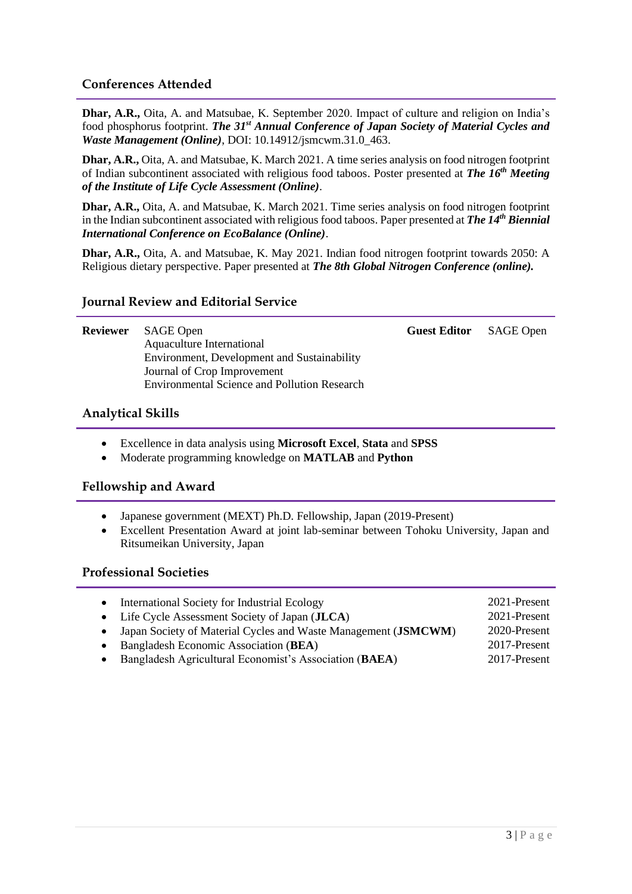## Conferences Attended

**Dhar, A.R.,** Oita, A. and Matsubae, K. September 2020. Impact of culture and religion on India's food phosphorus footprint. ***The 31st Annual Conference of Japan Society of Material Cycles and Waste Management (Online)***, DOI: 10.14912/jsmcwm.31.0_463.

**Dhar, A.R.,** Oita, A. and Matsubae, K. March 2021. A time series analysis on food nitrogen footprint of Indian subcontinent associated with religious food taboos. Poster presented at ***The 16th Meeting of the Institute of Life Cycle Assessment (Online)***.

**Dhar, A.R.,** Oita, A. and Matsubae, K. March 2021. Time series analysis on food nitrogen footprint in the Indian subcontinent associated with religious food taboos. Paper presented at ***The 14th Biennial International Conference on EcoBalance (Online)***.

**Dhar, A.R.,** Oita, A. and Matsubae, K. May 2021. Indian food nitrogen footprint towards 2050: A Religious dietary perspective. Paper presented at ***The 8th Global Nitrogen Conference (online).***

## Journal Review and Editorial Service

| | | | |
|---|---|---|---|
| **Reviewer** | SAGE Open | **Guest Editor** | SAGE Open |
| | Aquaculture International | | |
| | Environment, Development and Sustainability | | |
| | Journal of Crop Improvement | | |
| | Environmental Science and Pollution Research | | |

## Analytical Skills

- Excellence in data analysis using **Microsoft Excel**, **Stata** and **SPSS**
- Moderate programming knowledge on **MATLAB** and **Python**

## Fellowship and Award

- Japanese government (MEXT) Ph.D. Fellowship, Japan (2019-Present)
- Excellent Presentation Award at joint lab-seminar between Tohoku University, Japan and Ritsumeikan University, Japan

## Professional Societies

- International Society for Industrial Ecology — 2021-Present
- Life Cycle Assessment Society of Japan (**JLCA**) — 2021-Present
- Japan Society of Material Cycles and Waste Management (**JSMCWM**) — 2020-Present
- Bangladesh Economic Association (**BEA**) — 2017-Present
- Bangladesh Agricultural Economist's Association (**BAEA**) — 2017-Present